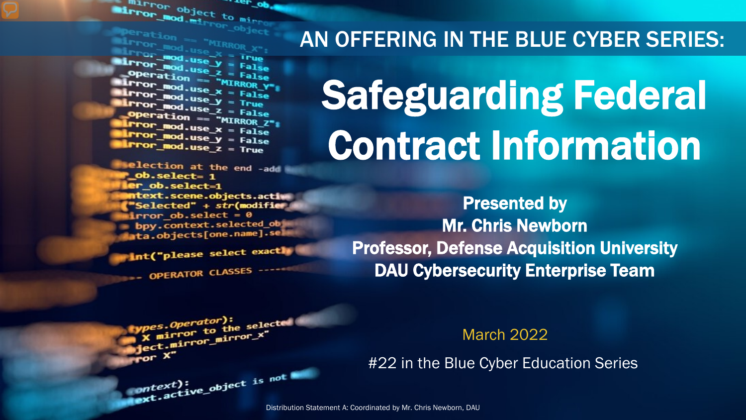AN OFFERING IN THE BLUE CYBER SERIES:

# Safeguarding Federal Contract Information

**Presented by**
**Mr. Chris Newborn**
**Professor, Defense Acquisition University**
**DAU Cybersecurity Enterprise Team**

March 2022

#22 in the Blue Cyber Education Series

Distribution Statement A: Coordinated by Mr. Chris Newborn, DAU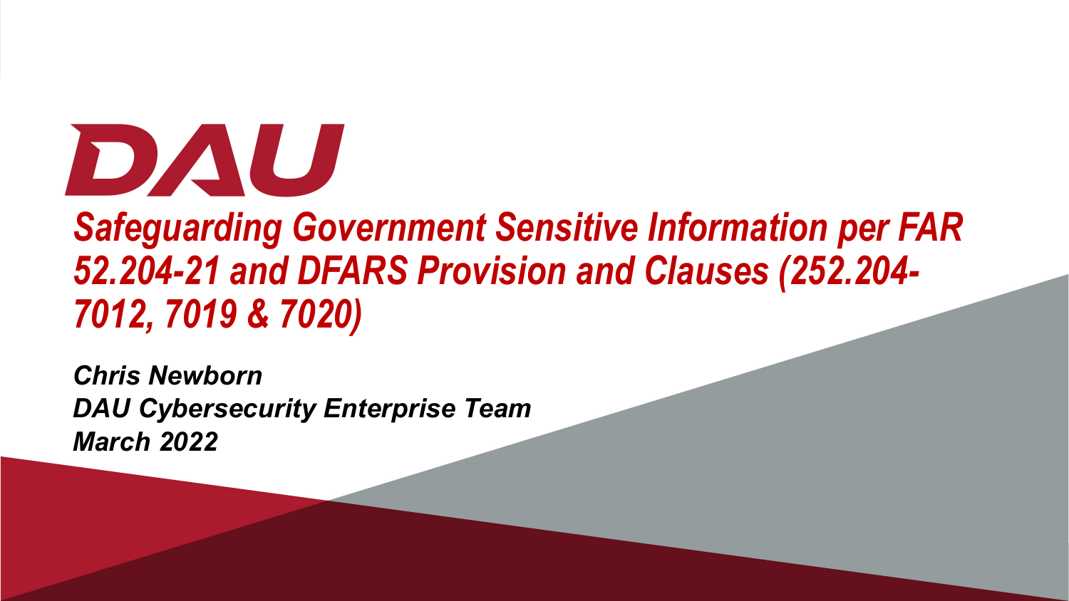DAU

# *Safeguarding Government Sensitive Information per FAR 52.204-21 and DFARS Provision and Clauses (252.204-7012, 7019 & 7020)*

***Chris Newborn***
***DAU Cybersecurity Enterprise Team***
***March 2022***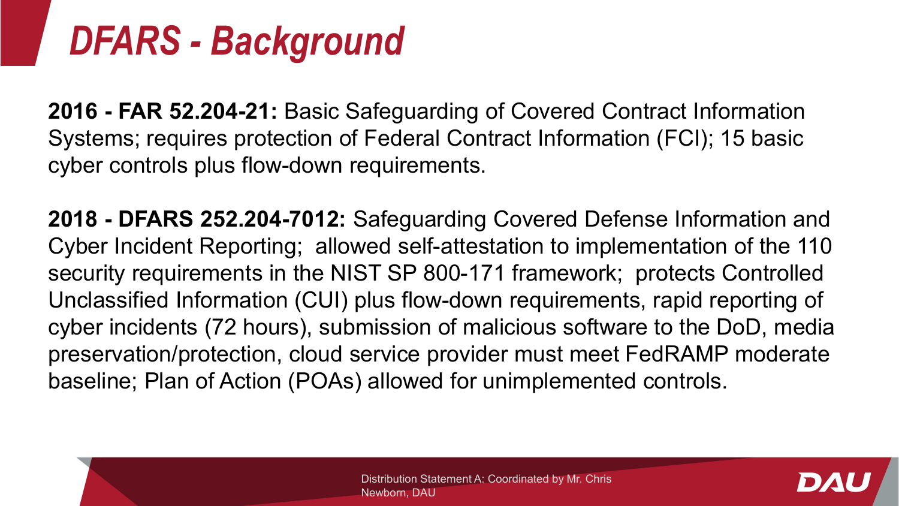# DFARS - Background

**2016 - FAR 52.204-21:** Basic Safeguarding of Covered Contract Information Systems; requires protection of Federal Contract Information (FCI); 15 basic cyber controls plus flow-down requirements.

**2018 - DFARS 252.204-7012:** Safeguarding Covered Defense Information and Cyber Incident Reporting; allowed self-attestation to implementation of the 110 security requirements in the NIST SP 800-171 framework; protects Controlled Unclassified Information (CUI) plus flow-down requirements, rapid reporting of cyber incidents (72 hours), submission of malicious software to the DoD, media preservation/protection, cloud service provider must meet FedRAMP moderate baseline; Plan of Action (POAs) allowed for unimplemented controls.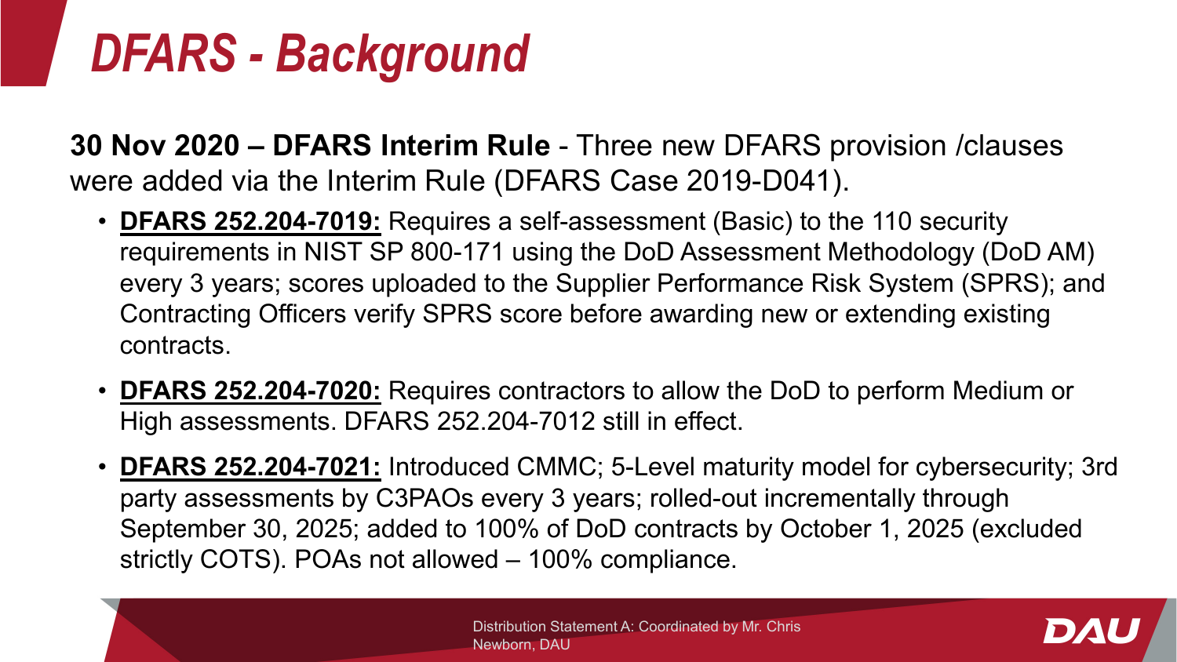# *DFARS - Background*

**30 Nov 2020 – DFARS Interim Rule** - Three new DFARS provision /clauses were added via the Interim Rule (DFARS Case 2019-D041).

- **DFARS 252.204-7019:** Requires a self-assessment (Basic) to the 110 security requirements in NIST SP 800-171 using the DoD Assessment Methodology (DoD AM) every 3 years; scores uploaded to the Supplier Performance Risk System (SPRS); and Contracting Officers verify SPRS score before awarding new or extending existing contracts.
- **DFARS 252.204-7020:** Requires contractors to allow the DoD to perform Medium or High assessments. DFARS 252.204-7012 still in effect.
- **DFARS 252.204-7021:** Introduced CMMC; 5-Level maturity model for cybersecurity; 3rd party assessments by C3PAOs every 3 years; rolled-out incrementally through September 30, 2025; added to 100% of DoD contracts by October 1, 2025 (excluded strictly COTS). POAs not allowed – 100% compliance.

Distribution Statement A: Coordinated by Mr. Chris Newborn, DAU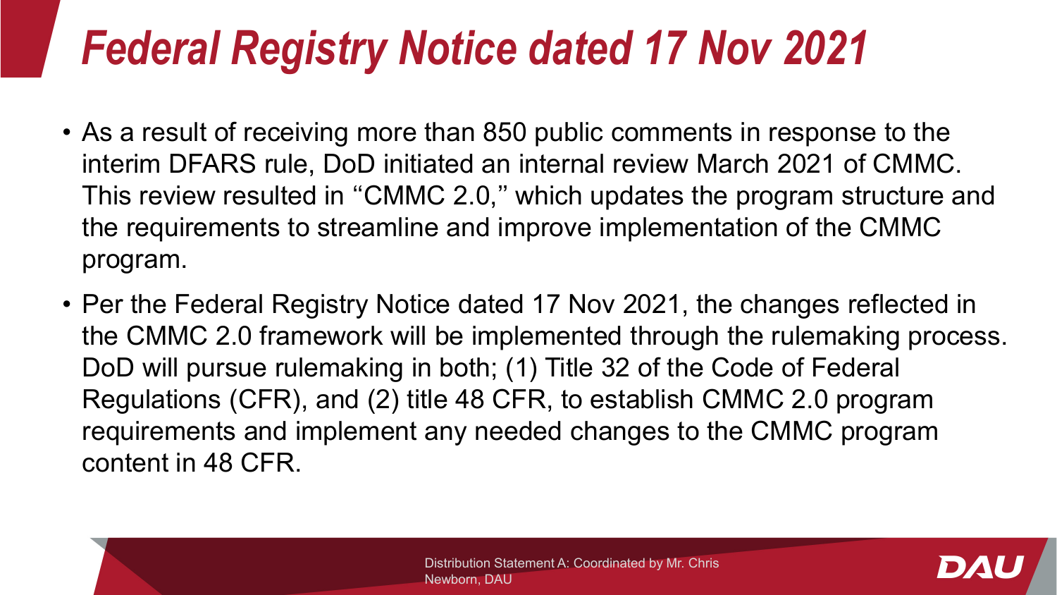# Federal Registry Notice dated 17 Nov 2021

- As a result of receiving more than 850 public comments in response to the interim DFARS rule, DoD initiated an internal review March 2021 of CMMC. This review resulted in "CMMC 2.0," which updates the program structure and the requirements to streamline and improve implementation of the CMMC program.
- Per the Federal Registry Notice dated 17 Nov 2021, the changes reflected in the CMMC 2.0 framework will be implemented through the rulemaking process. DoD will pursue rulemaking in both; (1) Title 32 of the Code of Federal Regulations (CFR), and (2) title 48 CFR, to establish CMMC 2.0 program requirements and implement any needed changes to the CMMC program content in 48 CFR.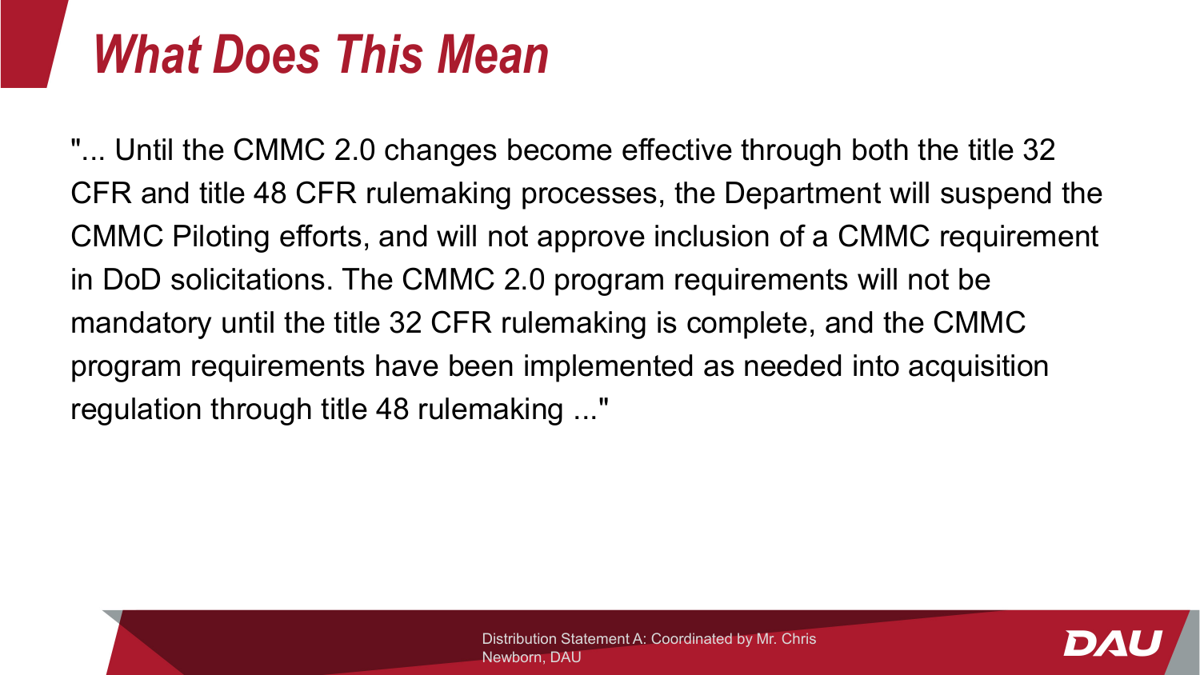# What Does This Mean

"... Until the CMMC 2.0 changes become effective through both the title 32 CFR and title 48 CFR rulemaking processes, the Department will suspend the CMMC Piloting efforts, and will not approve inclusion of a CMMC requirement in DoD solicitations. The CMMC 2.0 program requirements will not be mandatory until the title 32 CFR rulemaking is complete, and the CMMC program requirements have been implemented as needed into acquisition regulation through title 48 rulemaking ..."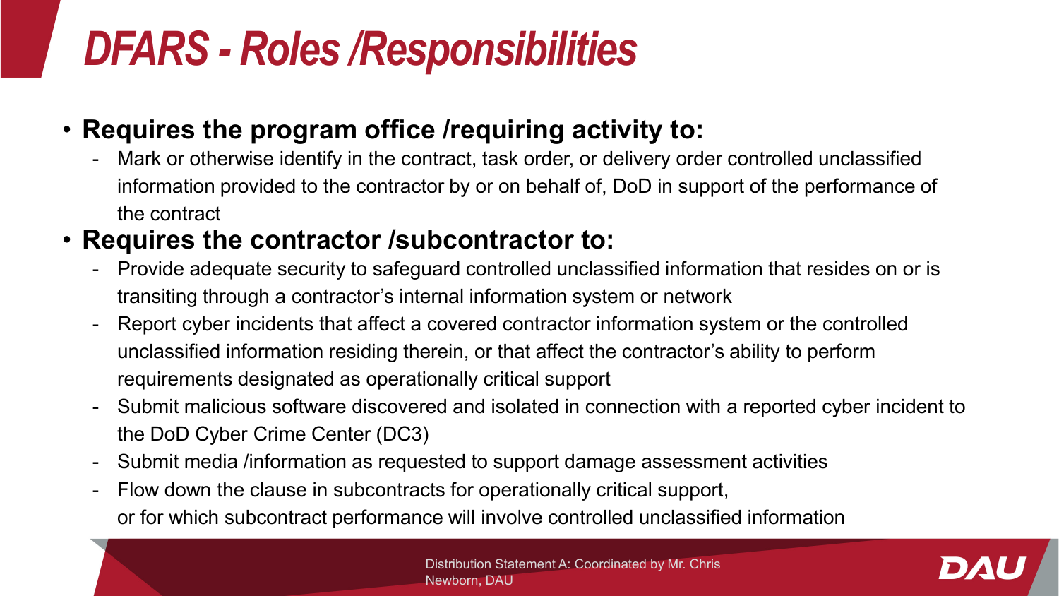# DFARS - Roles /Responsibilities

- **Requires the program office /requiring activity to:**
  - Mark or otherwise identify in the contract, task order, or delivery order controlled unclassified information provided to the contractor by or on behalf of, DoD in support of the performance of the contract
- **Requires the contractor /subcontractor to:**
  - Provide adequate security to safeguard controlled unclassified information that resides on or is transiting through a contractor's internal information system or network
  - Report cyber incidents that affect a covered contractor information system or the controlled unclassified information residing therein, or that affect the contractor's ability to perform requirements designated as operationally critical support
  - Submit malicious software discovered and isolated in connection with a reported cyber incident to the DoD Cyber Crime Center (DC3)
  - Submit media /information as requested to support damage assessment activities
  - Flow down the clause in subcontracts for operationally critical support, or for which subcontract performance will involve controlled unclassified information

Distribution Statement A: Coordinated by Mr. Chris Newborn, DAU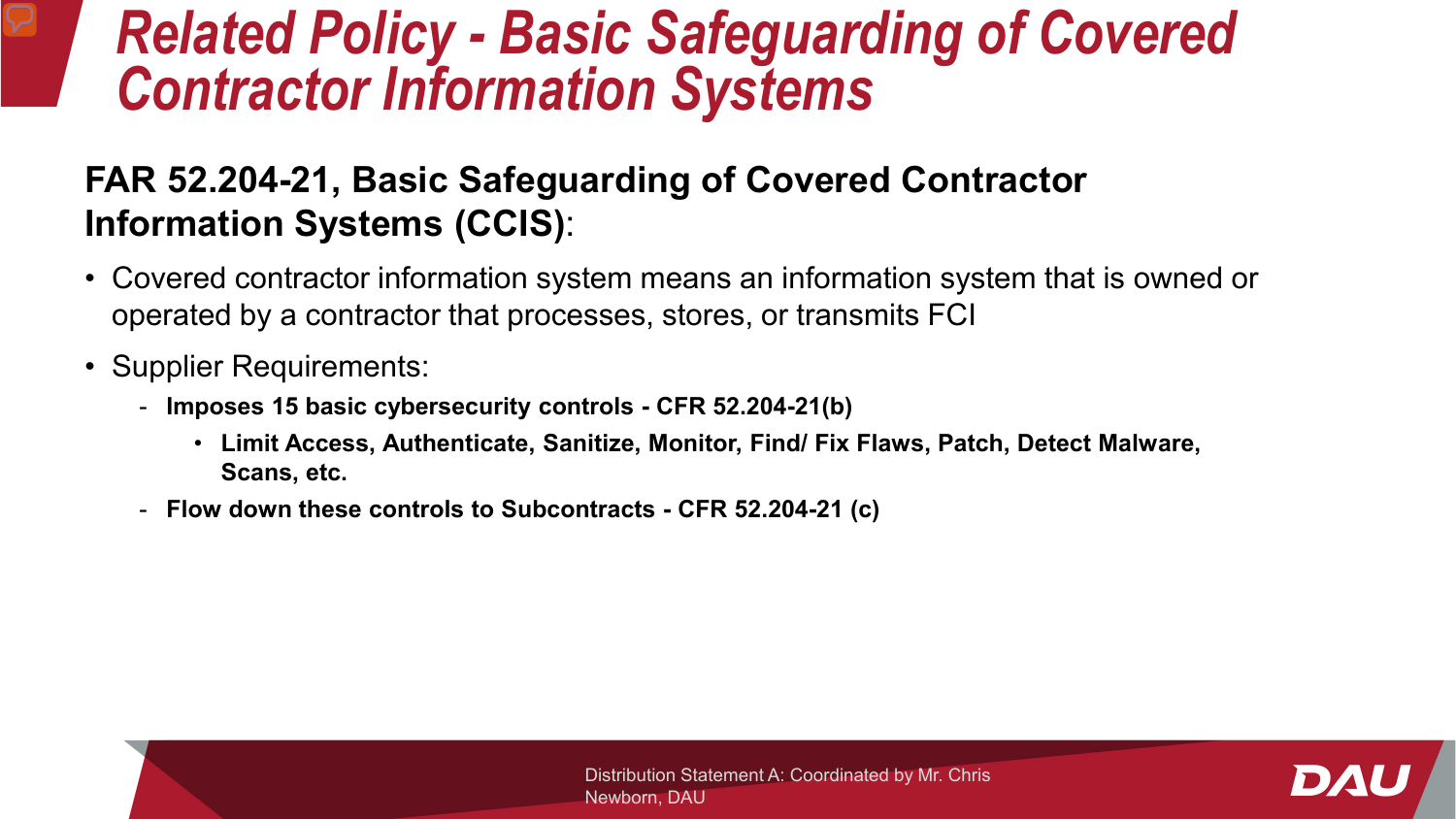# Related Policy - Basic Safeguarding of Covered Contractor Information Systems

**FAR 52.204-21, Basic Safeguarding of Covered Contractor Information Systems (CCIS)**:

- Covered contractor information system means an information system that is owned or operated by a contractor that processes, stores, or transmits FCI
- Supplier Requirements:
  - **Imposes 15 basic cybersecurity controls - CFR 52.204-21(b)**
    - **Limit Access, Authenticate, Sanitize, Monitor, Find/ Fix Flaws, Patch, Detect Malware, Scans, etc.**
  - **Flow down these controls to Subcontracts - CFR 52.204-21 (c)**

Distribution Statement A: Coordinated by Mr. Chris Newborn, DAU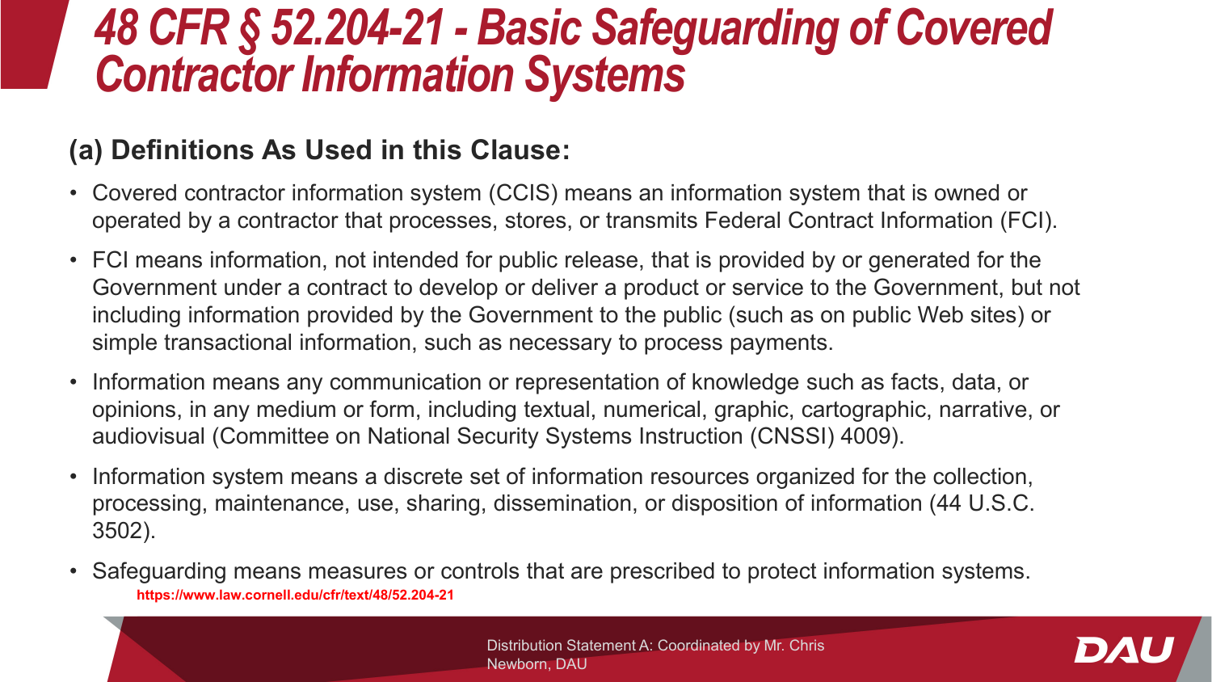# 48 CFR § 52.204-21 - Basic Safeguarding of Covered Contractor Information Systems

## (a) Definitions As Used in this Clause:

- Covered contractor information system (CCIS) means an information system that is owned or operated by a contractor that processes, stores, or transmits Federal Contract Information (FCI).
- FCI means information, not intended for public release, that is provided by or generated for the Government under a contract to develop or deliver a product or service to the Government, but not including information provided by the Government to the public (such as on public Web sites) or simple transactional information, such as necessary to process payments.
- Information means any communication or representation of knowledge such as facts, data, or opinions, in any medium or form, including textual, numerical, graphic, cartographic, narrative, or audiovisual (Committee on National Security Systems Instruction (CNSSI) 4009).
- Information system means a discrete set of information resources organized for the collection, processing, maintenance, use, sharing, dissemination, or disposition of information (44 U.S.C. 3502).
- Safeguarding means measures or controls that are prescribed to protect information systems.

https://www.law.cornell.edu/cfr/text/48/52.204-21

Distribution Statement A: Coordinated by Mr. Chris Newborn, DAU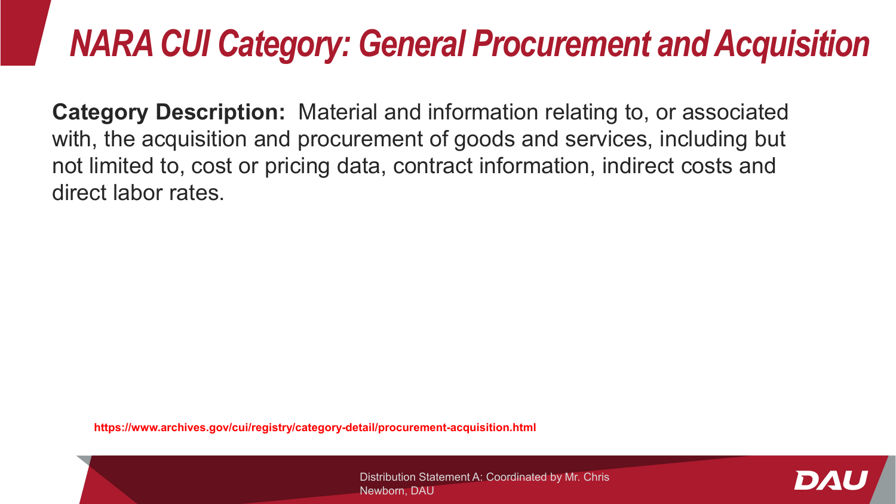# NARA CUI Category: General Procurement and Acquisition

**Category Description:** Material and information relating to, or associated with, the acquisition and procurement of goods and services, including but not limited to, cost or pricing data, contract information, indirect costs and direct labor rates.

https://www.archives.gov/cui/registry/category-detail/procurement-acquisition.html

Distribution Statement A: Coordinated by Mr. Chris Newborn, DAU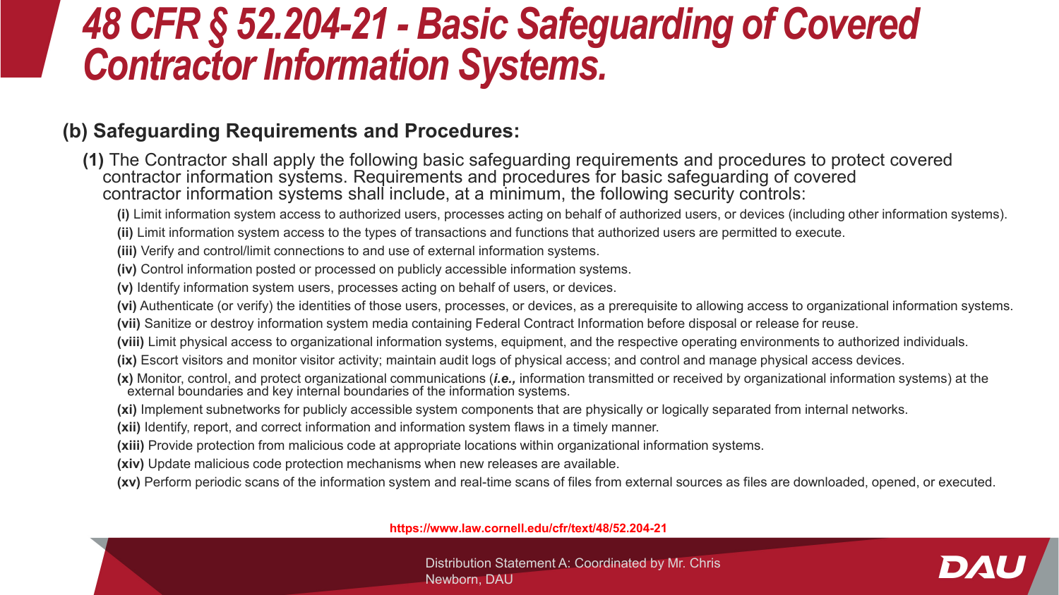# 48 CFR § 52.204-21 - Basic Safeguarding of Covered Contractor Information Systems.

## (b) Safeguarding Requirements and Procedures:

**(1)** The Contractor shall apply the following basic safeguarding requirements and procedures to protect covered contractor information systems. Requirements and procedures for basic safeguarding of covered contractor information systems shall include, at a minimum, the following security controls:

- **(i)** Limit information system access to authorized users, processes acting on behalf of authorized users, or devices (including other information systems).
- **(ii)** Limit information system access to the types of transactions and functions that authorized users are permitted to execute.
- **(iii)** Verify and control/limit connections to and use of external information systems.
- **(iv)** Control information posted or processed on publicly accessible information systems.
- **(v)** Identify information system users, processes acting on behalf of users, or devices.
- **(vi)** Authenticate (or verify) the identities of those users, processes, or devices, as a prerequisite to allowing access to organizational information systems.
- **(vii)** Sanitize or destroy information system media containing Federal Contract Information before disposal or release for reuse.
- **(viii)** Limit physical access to organizational information systems, equipment, and the respective operating environments to authorized individuals.
- **(ix)** Escort visitors and monitor visitor activity; maintain audit logs of physical access; and control and manage physical access devices.
- **(x)** Monitor, control, and protect organizational communications (***i.e.,*** information transmitted or received by organizational information systems) at the external boundaries and key internal boundaries of the information systems.
- **(xi)** Implement subnetworks for publicly accessible system components that are physically or logically separated from internal networks.
- **(xii)** Identify, report, and correct information and information system flaws in a timely manner.
- **(xiii)** Provide protection from malicious code at appropriate locations within organizational information systems.
- **(xiv)** Update malicious code protection mechanisms when new releases are available.
- **(xv)** Perform periodic scans of the information system and real-time scans of files from external sources as files are downloaded, opened, or executed.

**https://www.law.cornell.edu/cfr/text/48/52.204-21**

Distribution Statement A: Coordinated by Mr. Chris Newborn, DAU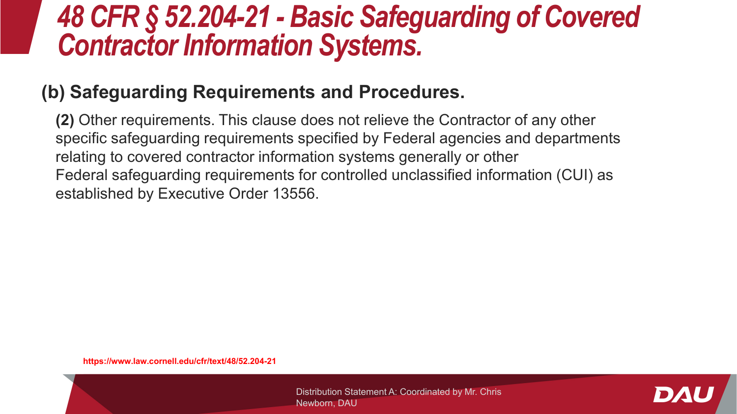# 48 CFR § 52.204-21 - Basic Safeguarding of Covered Contractor Information Systems.

## (b) Safeguarding Requirements and Procedures.

**(2)** Other requirements. This clause does not relieve the Contractor of any other specific safeguarding requirements specified by Federal agencies and departments relating to covered contractor information systems generally or other Federal safeguarding requirements for controlled unclassified information (CUI) as established by Executive Order 13556.

https://www.law.cornell.edu/cfr/text/48/52.204-21

Distribution Statement A: Coordinated by Mr. Chris Newborn, DAU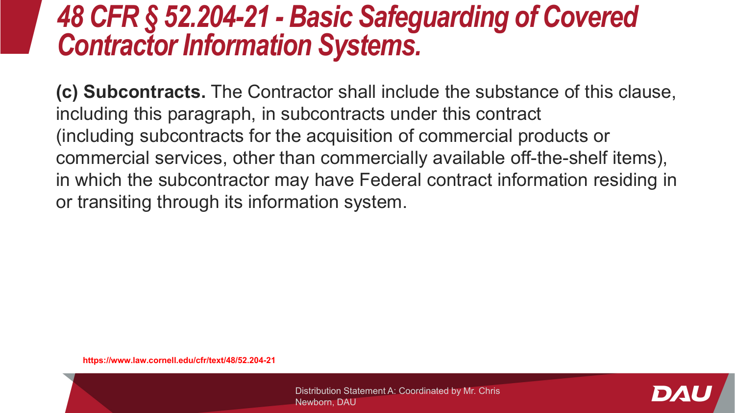# 48 CFR § 52.204-21 - Basic Safeguarding of Covered Contractor Information Systems.

**(c) Subcontracts.** The Contractor shall include the substance of this clause, including this paragraph, in subcontracts under this contract (including subcontracts for the acquisition of commercial products or commercial services, other than commercially available off-the-shelf items), in which the subcontractor may have Federal contract information residing in or transiting through its information system.

https://www.law.cornell.edu/cfr/text/48/52.204-21

Distribution Statement A: Coordinated by Mr. Chris Newborn, DAU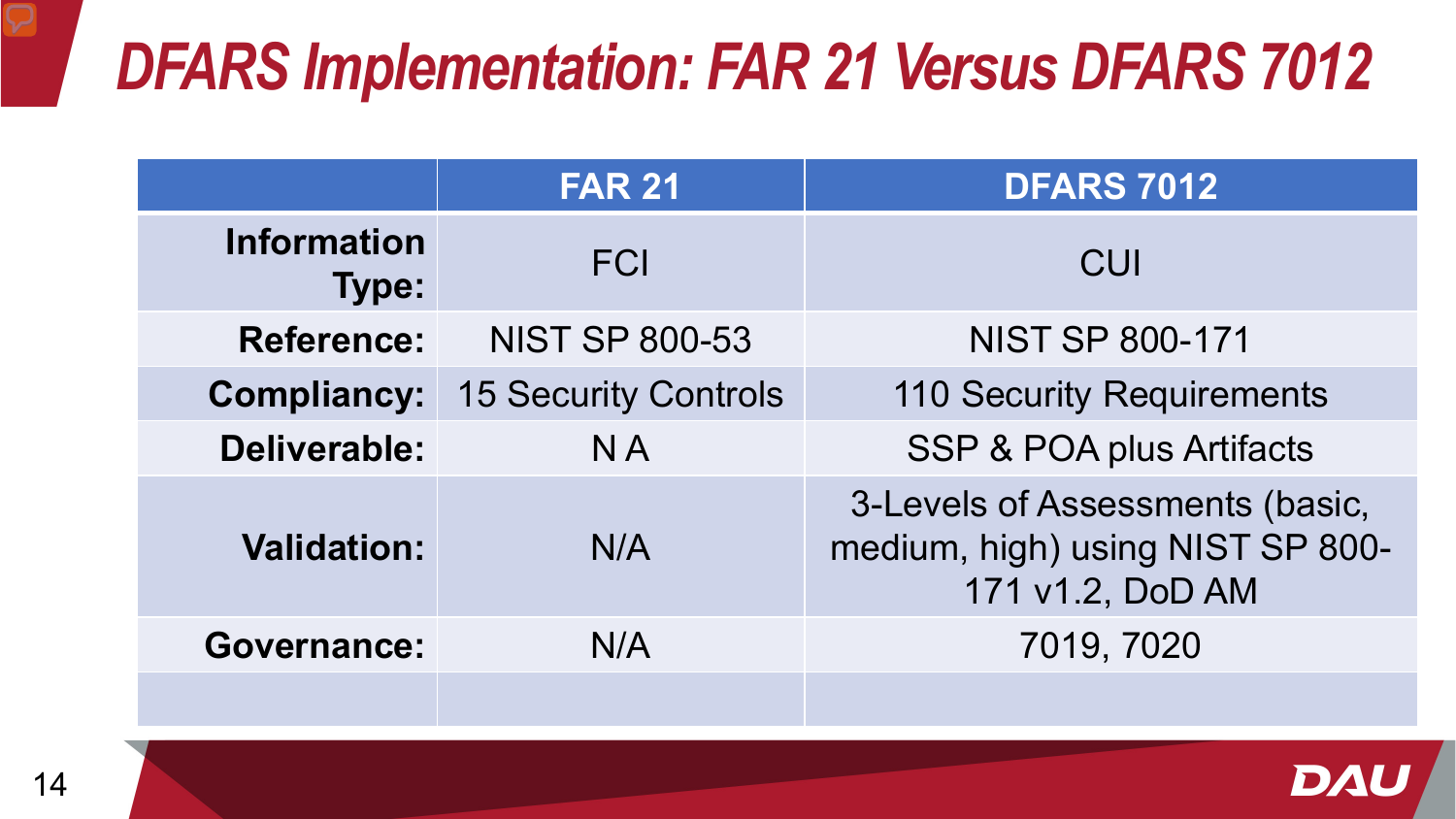# DFARS Implementation: FAR 21 Versus DFARS 7012

| | FAR 21 | DFARS 7012 |
|---|---|---|
| **Information Type:** | FCI | CUI |
| **Reference:** | NIST SP 800-53 | NIST SP 800-171 |
| **Compliancy:** | 15 Security Controls | 110 Security Requirements |
| **Deliverable:** | N A | SSP & POA plus Artifacts |
| **Validation:** | N/A | 3-Levels of Assessments (basic, medium, high) using NIST SP 800-171 v1.2, DoD AM |
| **Governance:** | N/A | 7019, 7020 |
| | | |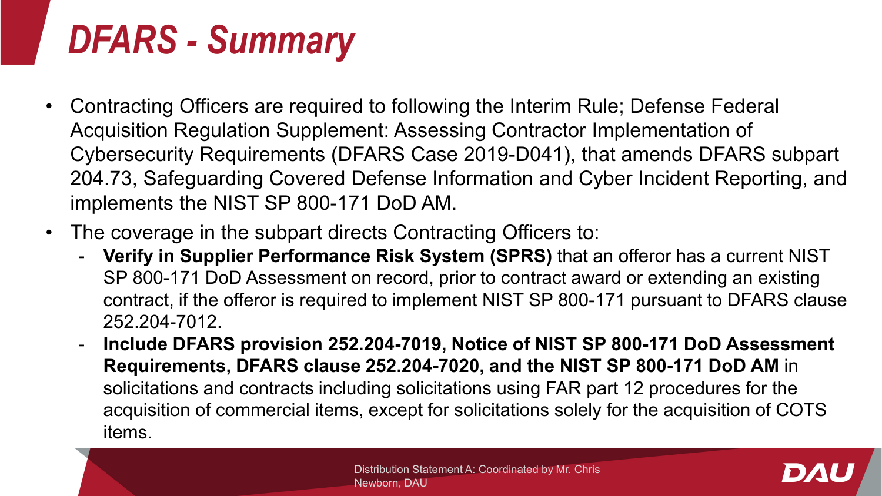# *DFARS - Summary*

- Contracting Officers are required to following the Interim Rule; Defense Federal Acquisition Regulation Supplement: Assessing Contractor Implementation of Cybersecurity Requirements (DFARS Case 2019-D041), that amends DFARS subpart 204.73, Safeguarding Covered Defense Information and Cyber Incident Reporting, and implements the NIST SP 800-171 DoD AM.
- The coverage in the subpart directs Contracting Officers to:
  - **Verify in Supplier Performance Risk System (SPRS)** that an offeror has a current NIST SP 800-171 DoD Assessment on record, prior to contract award or extending an existing contract, if the offeror is required to implement NIST SP 800-171 pursuant to DFARS clause 252.204-7012.
  - **Include DFARS provision 252.204-7019, Notice of NIST SP 800-171 DoD Assessment Requirements, DFARS clause 252.204-7020, and the NIST SP 800-171 DoD AM** in solicitations and contracts including solicitations using FAR part 12 procedures for the acquisition of commercial items, except for solicitations solely for the acquisition of COTS items.

Distribution Statement A: Coordinated by Mr. Chris Newborn, DAU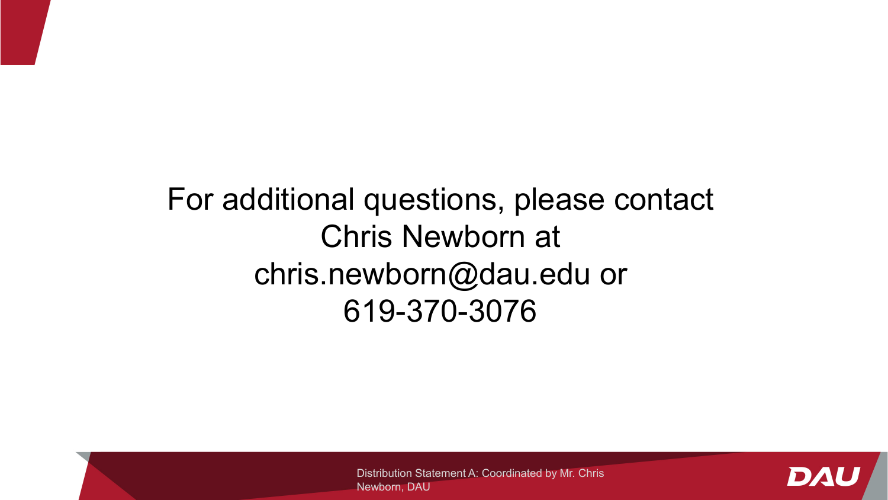For additional questions, please contact Chris Newborn at chris.newborn@dau.edu or 619-370-3076

Distribution Statement A: Coordinated by Mr. Chris Newborn, DAU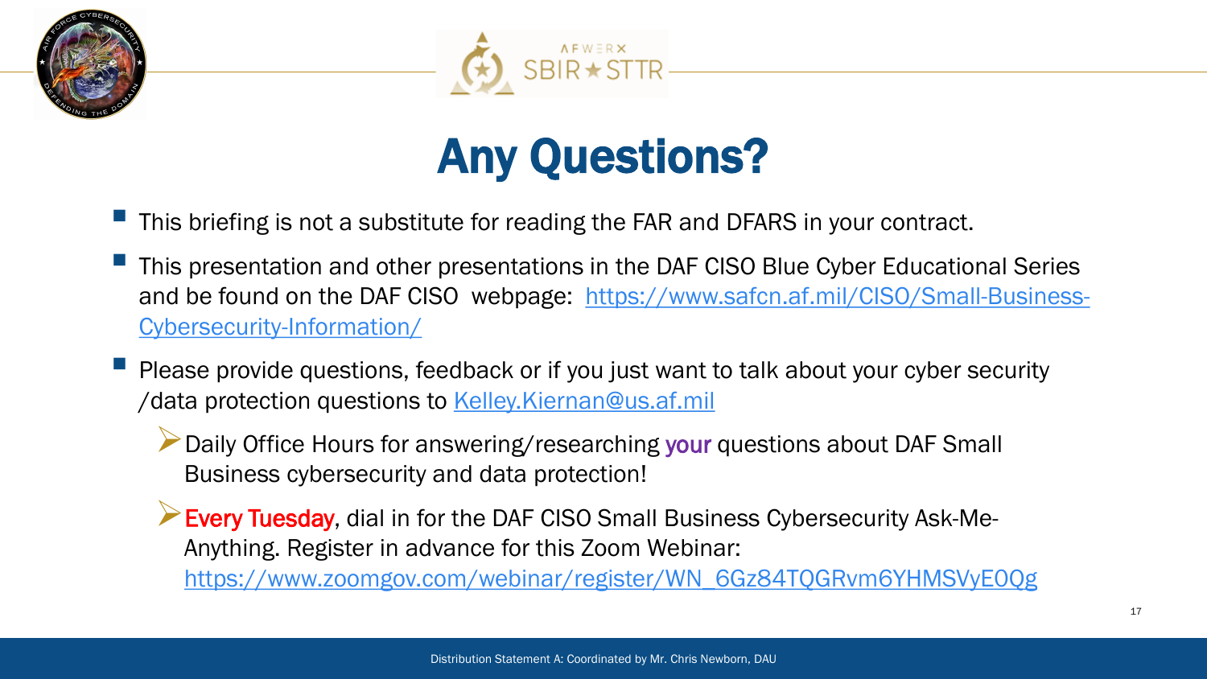# Any Questions?

- This briefing is not a substitute for reading the FAR and DFARS in your contract.
- This presentation and other presentations in the DAF CISO Blue Cyber Educational Series and be found on the DAF CISO webpage: https://www.safcn.af.mil/CISO/Small-Business-Cybersecurity-Information/
- Please provide questions, feedback or if you just want to talk about your cyber security /data protection questions to Kelley.Kiernan@us.af.mil
  - Daily Office Hours for answering/researching your questions about DAF Small Business cybersecurity and data protection!
  - Every Tuesday, dial in for the DAF CISO Small Business Cybersecurity Ask-Me-Anything. Register in advance for this Zoom Webinar: https://www.zoomgov.com/webinar/register/WN_6Gz84TQGRvm6YHMSVyE0Qg

Distribution Statement A: Coordinated by Mr. Chris Newborn, DAU